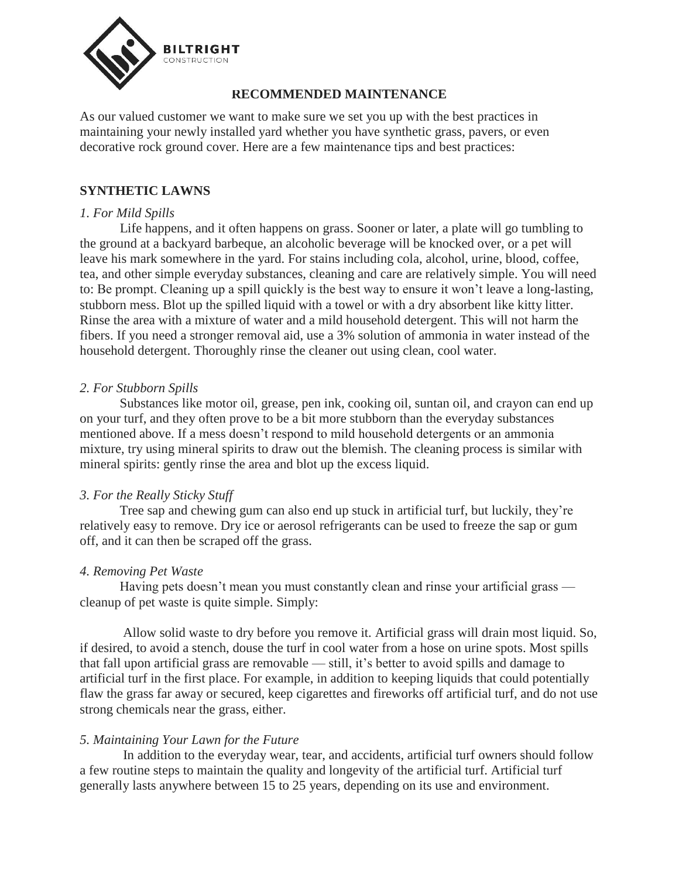BILTRIGHT
CONSTRUCTION

# RECOMMENDED MAINTENANCE

As our valued customer we want to make sure we set you up with the best practices in maintaining your newly installed yard whether you have synthetic grass, pavers, or even decorative rock ground cover. Here are a few maintenance tips and best practices:

## SYNTHETIC LAWNS

*1. For Mild Spills*

Life happens, and it often happens on grass. Sooner or later, a plate will go tumbling to the ground at a backyard barbeque, an alcoholic beverage will be knocked over, or a pet will leave his mark somewhere in the yard. For stains including cola, alcohol, urine, blood, coffee, tea, and other simple everyday substances, cleaning and care are relatively simple. You will need to: Be prompt. Cleaning up a spill quickly is the best way to ensure it won't leave a long-lasting, stubborn mess. Blot up the spilled liquid with a towel or with a dry absorbent like kitty litter. Rinse the area with a mixture of water and a mild household detergent. This will not harm the fibers. If you need a stronger removal aid, use a 3% solution of ammonia in water instead of the household detergent. Thoroughly rinse the cleaner out using clean, cool water.

*2. For Stubborn Spills*

Substances like motor oil, grease, pen ink, cooking oil, suntan oil, and crayon can end up on your turf, and they often prove to be a bit more stubborn than the everyday substances mentioned above. If a mess doesn't respond to mild household detergents or an ammonia mixture, try using mineral spirits to draw out the blemish. The cleaning process is similar with mineral spirits: gently rinse the area and blot up the excess liquid.

*3. For the Really Sticky Stuff*

Tree sap and chewing gum can also end up stuck in artificial turf, but luckily, they're relatively easy to remove. Dry ice or aerosol refrigerants can be used to freeze the sap or gum off, and it can then be scraped off the grass.

*4. Removing Pet Waste*

Having pets doesn't mean you must constantly clean and rinse your artificial grass — cleanup of pet waste is quite simple. Simply:

Allow solid waste to dry before you remove it. Artificial grass will drain most liquid. So, if desired, to avoid a stench, douse the turf in cool water from a hose on urine spots. Most spills that fall upon artificial grass are removable — still, it's better to avoid spills and damage to artificial turf in the first place. For example, in addition to keeping liquids that could potentially flaw the grass far away or secured, keep cigarettes and fireworks off artificial turf, and do not use strong chemicals near the grass, either.

*5. Maintaining Your Lawn for the Future*

In addition to the everyday wear, tear, and accidents, artificial turf owners should follow a few routine steps to maintain the quality and longevity of the artificial turf. Artificial turf generally lasts anywhere between 15 to 25 years, depending on its use and environment.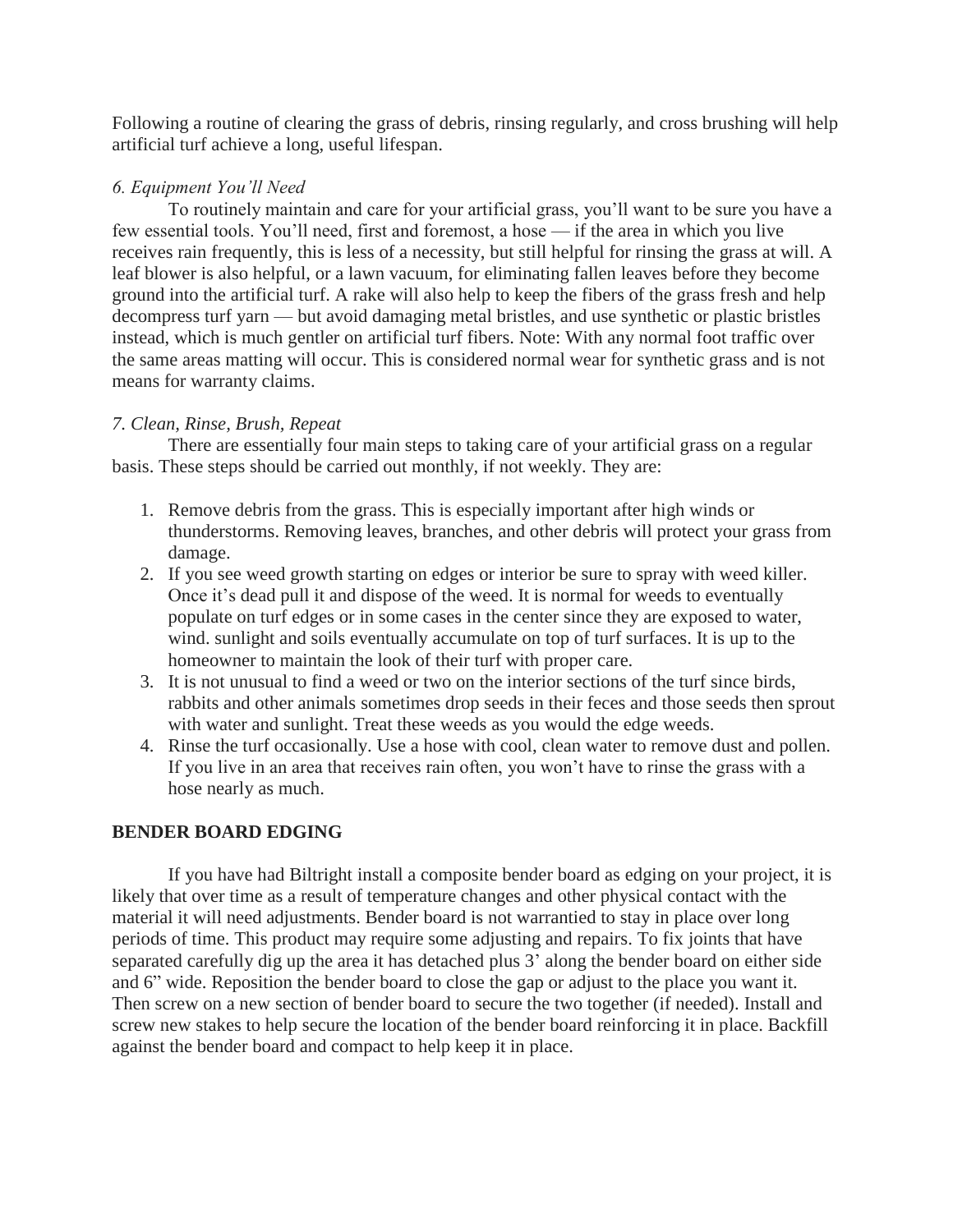Following a routine of clearing the grass of debris, rinsing regularly, and cross brushing will help artificial turf achieve a long, useful lifespan.

*6. Equipment You'll Need*

To routinely maintain and care for your artificial grass, you'll want to be sure you have a few essential tools. You'll need, first and foremost, a hose — if the area in which you live receives rain frequently, this is less of a necessity, but still helpful for rinsing the grass at will. A leaf blower is also helpful, or a lawn vacuum, for eliminating fallen leaves before they become ground into the artificial turf. A rake will also help to keep the fibers of the grass fresh and help decompress turf yarn — but avoid damaging metal bristles, and use synthetic or plastic bristles instead, which is much gentler on artificial turf fibers. Note: With any normal foot traffic over the same areas matting will occur. This is considered normal wear for synthetic grass and is not means for warranty claims.

*7. Clean, Rinse, Brush, Repeat*

There are essentially four main steps to taking care of your artificial grass on a regular basis. These steps should be carried out monthly, if not weekly. They are:

1. Remove debris from the grass. This is especially important after high winds or thunderstorms. Removing leaves, branches, and other debris will protect your grass from damage.
2. If you see weed growth starting on edges or interior be sure to spray with weed killer. Once it's dead pull it and dispose of the weed. It is normal for weeds to eventually populate on turf edges or in some cases in the center since they are exposed to water, wind. sunlight and soils eventually accumulate on top of turf surfaces. It is up to the homeowner to maintain the look of their turf with proper care.
3. It is not unusual to find a weed or two on the interior sections of the turf since birds, rabbits and other animals sometimes drop seeds in their feces and those seeds then sprout with water and sunlight. Treat these weeds as you would the edge weeds.
4. Rinse the turf occasionally. Use a hose with cool, clean water to remove dust and pollen. If you live in an area that receives rain often, you won't have to rinse the grass with a hose nearly as much.

**BENDER BOARD EDGING**

If you have had Biltright install a composite bender board as edging on your project, it is likely that over time as a result of temperature changes and other physical contact with the material it will need adjustments. Bender board is not warrantied to stay in place over long periods of time. This product may require some adjusting and repairs. To fix joints that have separated carefully dig up the area it has detached plus 3' along the bender board on either side and 6" wide. Reposition the bender board to close the gap or adjust to the place you want it. Then screw on a new section of bender board to secure the two together (if needed). Install and screw new stakes to help secure the location of the bender board reinforcing it in place. Backfill against the bender board and compact to help keep it in place.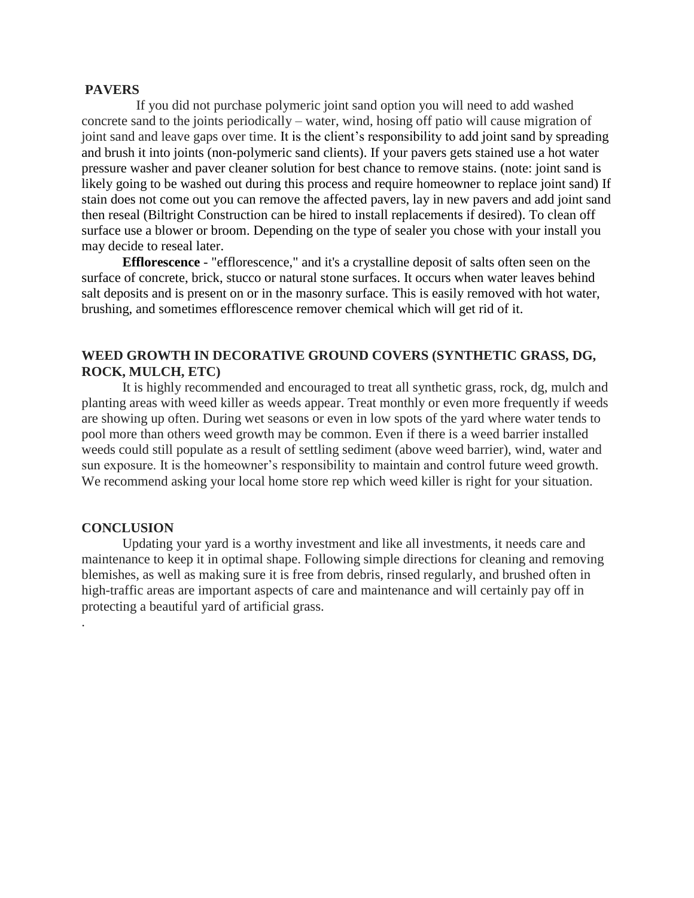## PAVERS

If you did not purchase polymeric joint sand option you will need to add washed concrete sand to the joints periodically – water, wind, hosing off patio will cause migration of joint sand and leave gaps over time. It is the client's responsibility to add joint sand by spreading and brush it into joints (non-polymeric sand clients). If your pavers gets stained use a hot water pressure washer and paver cleaner solution for best chance to remove stains. (note: joint sand is likely going to be washed out during this process and require homeowner to replace joint sand) If stain does not come out you can remove the affected pavers, lay in new pavers and add joint sand then reseal (Biltright Construction can be hired to install replacements if desired). To clean off surface use a blower or broom. Depending on the type of sealer you chose with your install you may decide to reseal later.

**Efflorescence** - "efflorescence," and it's a crystalline deposit of salts often seen on the surface of concrete, brick, stucco or natural stone surfaces. It occurs when water leaves behind salt deposits and is present on or in the masonry surface. This is easily removed with hot water, brushing, and sometimes efflorescence remover chemical which will get rid of it.

## WEED GROWTH IN DECORATIVE GROUND COVERS (SYNTHETIC GRASS, DG, ROCK, MULCH, ETC)

It is highly recommended and encouraged to treat all synthetic grass, rock, dg, mulch and planting areas with weed killer as weeds appear. Treat monthly or even more frequently if weeds are showing up often. During wet seasons or even in low spots of the yard where water tends to pool more than others weed growth may be common. Even if there is a weed barrier installed weeds could still populate as a result of settling sediment (above weed barrier), wind, water and sun exposure. It is the homeowner's responsibility to maintain and control future weed growth. We recommend asking your local home store rep which weed killer is right for your situation.

## CONCLUSION

Updating your yard is a worthy investment and like all investments, it needs care and maintenance to keep it in optimal shape. Following simple directions for cleaning and removing blemishes, as well as making sure it is free from debris, rinsed regularly, and brushed often in high-traffic areas are important aspects of care and maintenance and will certainly pay off in protecting a beautiful yard of artificial grass.

.